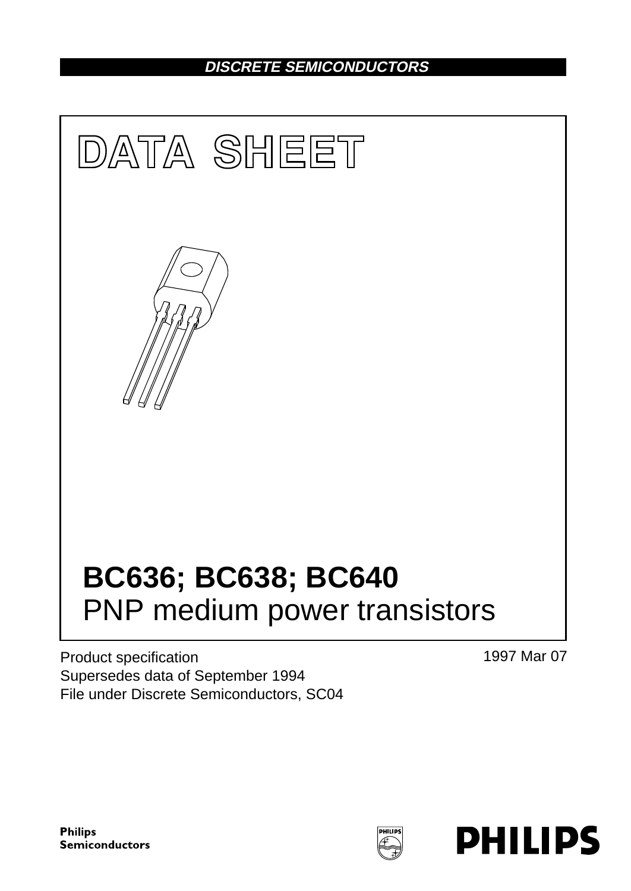DISCRETE SEMICONDUCTORS

# DATA SHEET

# BC636; BC638; BC640
## PNP medium power transistors

Product specification
Supersedes data of September 1994
File under Discrete Semiconductors, SC04

1997 Mar 07

Philips Semiconductors

PHILIPS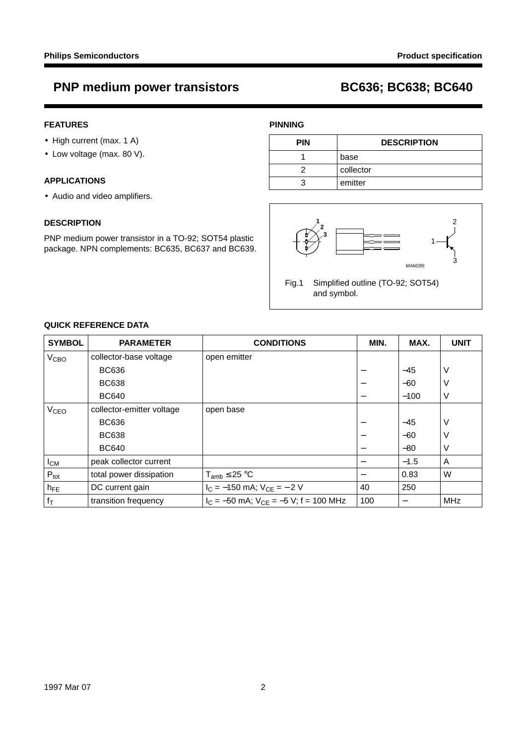# PNP medium power transistors — BC636; BC638; BC640

## FEATURES

- High current (max. 1 A)
- Low voltage (max. 80 V).

## APPLICATIONS

- Audio and video amplifiers.

## DESCRIPTION

PNP medium power transistor in a TO-92; SOT54 plastic package. NPN complements: BC635, BC637 and BC639.

## PINNING

| PIN | DESCRIPTION |
|---|---|
| 1 | base |
| 2 | collector |
| 3 | emitter |

Fig.1 Simplified outline (TO-92; SOT54) and symbol.

## QUICK REFERENCE DATA

| SYMBOL | PARAMETER | CONDITIONS | MIN. | MAX. | UNIT |
|---|---|---|---|---|---|
| $V_{CBO}$ | collector-base voltage | open emitter | | | |
| | BC636 | | − | −45 | V |
| | BC638 | | − | −60 | V |
| | BC640 | | − | −100 | V |
| $V_{CEO}$ | collector-emitter voltage | open base | | | |
| | BC636 | | − | −45 | V |
| | BC638 | | − | −60 | V |
| | BC640 | | − | −80 | V |
| $I_{CM}$ | peak collector current | | − | −1.5 | A |
| $P_{tot}$ | total power dissipation | $T_{amb} \leq 25$ °C | − | 0.83 | W |
| $h_{FE}$ | DC current gain | $I_C = -150$ mA; $V_{CE} = -2$ V | 40 | 250 | |
| $f_T$ | transition frequency | $I_C = -50$ mA; $V_{CE} = -5$ V; f = 100 MHz | 100 | − | MHz |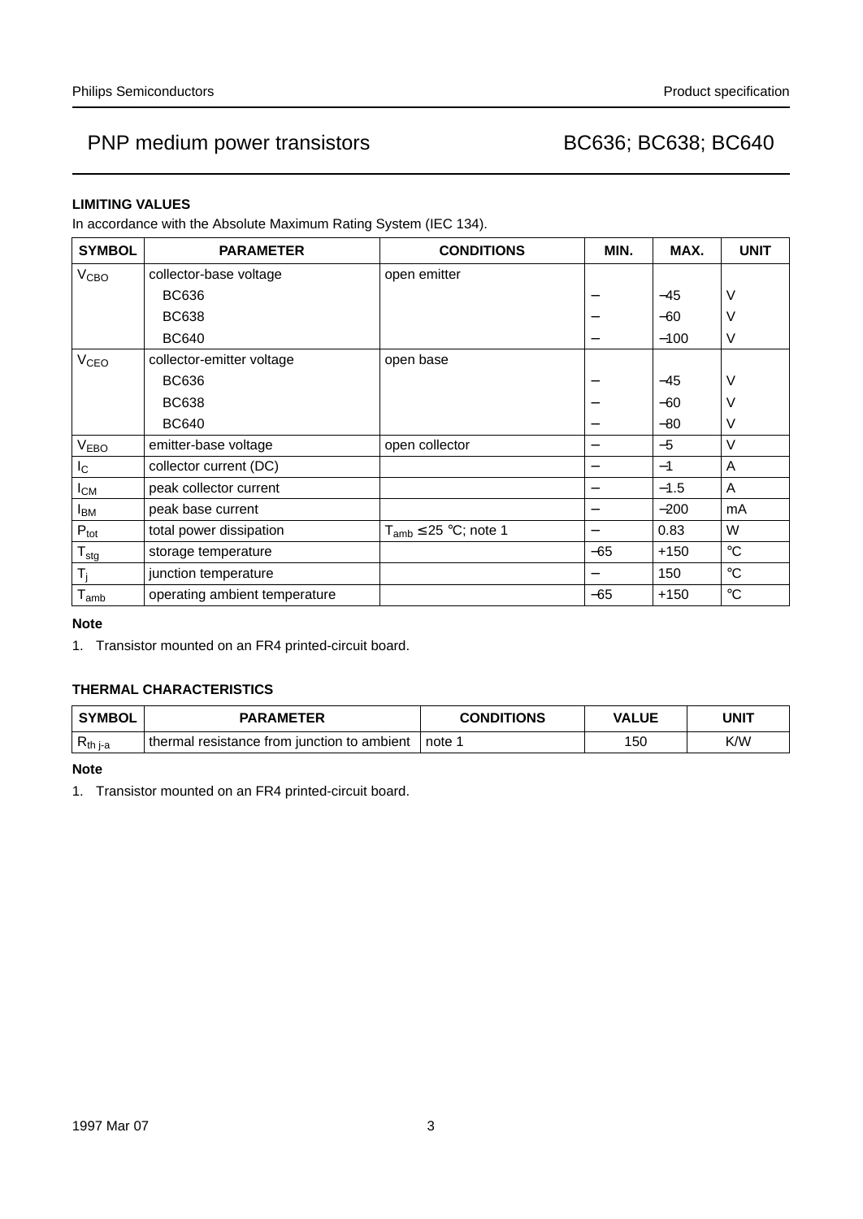## LIMITING VALUES

In accordance with the Absolute Maximum Rating System (IEC 134).

| SYMBOL | PARAMETER | CONDITIONS | MIN. | MAX. | UNIT |
|---|---|---|---|---|---|
| $V_{CBO}$ | collector-base voltage | open emitter | | | |
| | BC636 | | – | –45 | V |
| | BC638 | | – | –60 | V |
| | BC640 | | – | –100 | V |
| $V_{CEO}$ | collector-emitter voltage | open base | | | |
| | BC636 | | – | –45 | V |
| | BC638 | | – | –60 | V |
| | BC640 | | – | –80 | V |
| $V_{EBO}$ | emitter-base voltage | open collector | – | –5 | V |
| $I_C$ | collector current (DC) | | – | –1 | A |
| $I_{CM}$ | peak collector current | | – | –1.5 | A |
| $I_{BM}$ | peak base current | | – | –200 | mA |
| $P_{tot}$ | total power dissipation | $T_{amb} \leq 25$ °C; note 1 | – | 0.83 | W |
| $T_{stg}$ | storage temperature | | –65 | +150 | °C |
| $T_j$ | junction temperature | | – | 150 | °C |
| $T_{amb}$ | operating ambient temperature | | –65 | +150 | °C |

**Note**

1. Transistor mounted on an FR4 printed-circuit board.

## THERMAL CHARACTERISTICS

| SYMBOL | PARAMETER | CONDITIONS | VALUE | UNIT |
|---|---|---|---|---|
| $R_{th\ j\text{-}a}$ | thermal resistance from junction to ambient | note 1 | 150 | K/W |

**Note**

1. Transistor mounted on an FR4 printed-circuit board.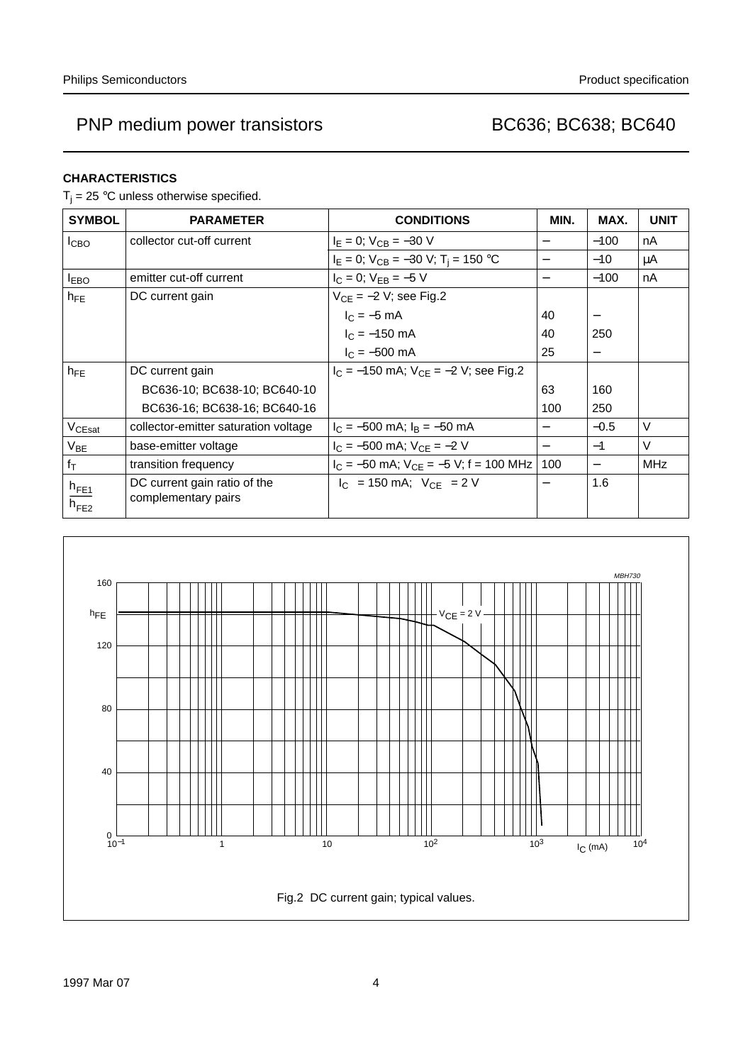## CHARACTERISTICS

$T_j$ = 25 °C unless otherwise specified.

| SYMBOL | PARAMETER | CONDITIONS | MIN. | MAX. | UNIT |
|---|---|---|---|---|---|
| $I_{CBO}$ | collector cut-off current | $I_E$ = 0; $V_{CB}$ = −30 V | − | −100 | nA |
| | | $I_E$ = 0; $V_{CB}$ = −30 V; $T_j$ = 150 °C | − | −10 | μA |
| $I_{EBO}$ | emitter cut-off current | $I_C$ = 0; $V_{EB}$ = −5 V | − | −100 | nA |
| $h_{FE}$ | DC current gain | $V_{CE}$ = −2 V; see Fig.2 | | | |
| | | $I_C$ = −5 mA | 40 | − | |
| | | $I_C$ = −150 mA | 40 | 250 | |
| | | $I_C$ = −500 mA | 25 | − | |
| $h_{FE}$ | DC current gain | $I_C$ = −150 mA; $V_{CE}$ = −2 V; see Fig.2 | | | |
| | BC636-10; BC638-10; BC640-10 | | 63 | 160 | |
| | BC636-16; BC638-16; BC640-16 | | 100 | 250 | |
| $V_{CEsat}$ | collector-emitter saturation voltage | $I_C$ = −500 mA; $I_B$ = −50 mA | − | −0.5 | V |
| $V_{BE}$ | base-emitter voltage | $I_C$ = −500 mA; $V_{CE}$ = −2 V | − | −1 | V |
| $f_T$ | transition frequency | $I_C$ = −50 mA; $V_{CE}$ = −5 V; f = 100 MHz | 100 | − | MHz |
| $\frac{h_{FE1}}{h_{FE2}}$ | DC current gain ratio of the complementary pairs | $\|I_C\|$ = 150 mA; $\|V_{CE}\|$ = 2 V | − | 1.6 | |

Fig.2 DC current gain; typical values.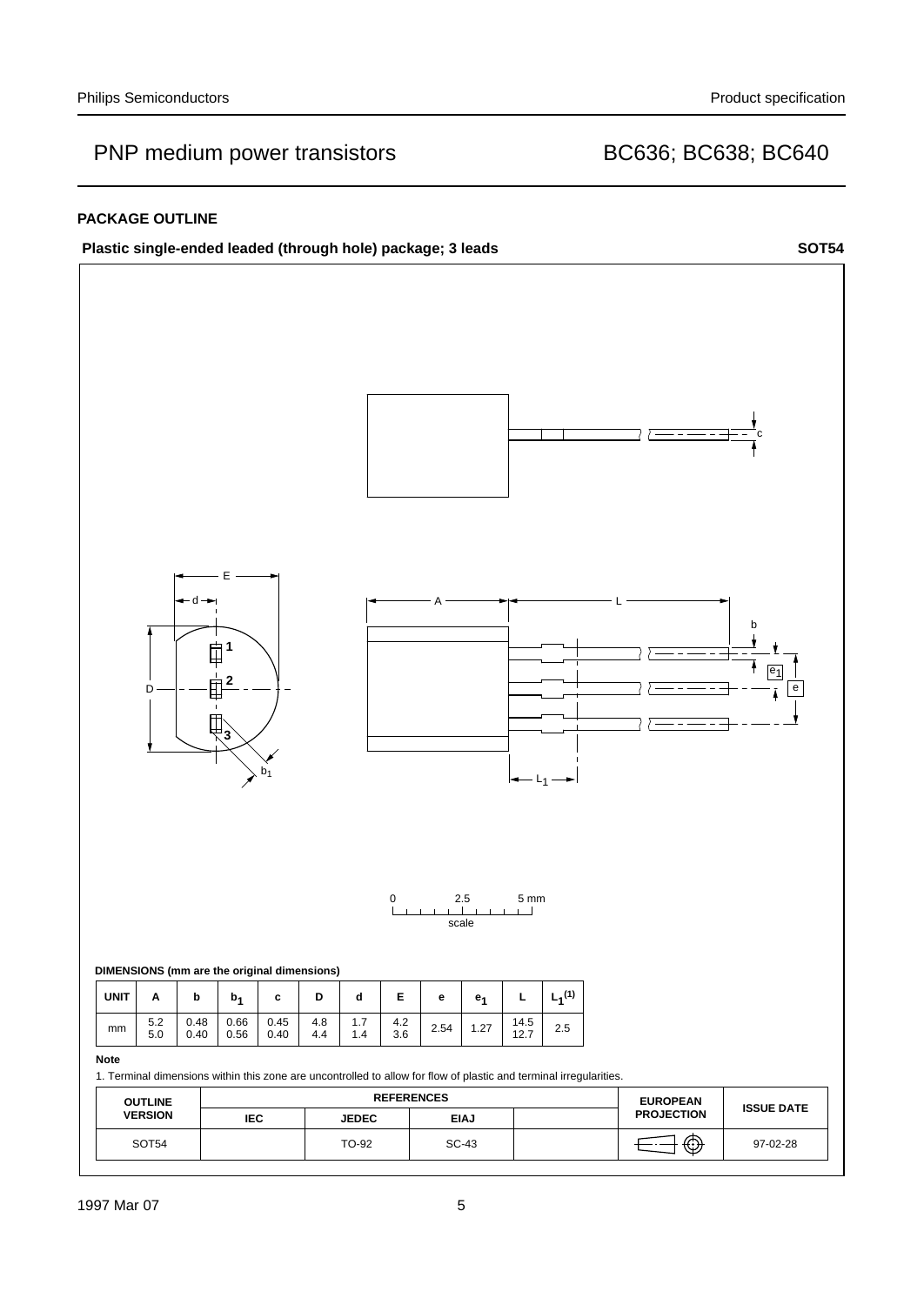## PACKAGE OUTLINE

**Plastic single-ended leaded (through hole) package; 3 leads** **SOT54**

**DIMENSIONS (mm are the original dimensions)**

| UNIT | A | b | $b_1$ | c | D | d | E | e | $e_1$ | L | $L_1^{(1)}$ |
|---|---|---|---|---|---|---|---|---|---|---|---|
| mm | 5.2<br>5.0 | 0.48<br>0.40 | 0.66<br>0.56 | 0.45<br>0.40 | 4.8<br>4.4 | 1.7<br>1.4 | 4.2<br>3.6 | 2.54 | 1.27 | 14.5<br>12.7 | 2.5 |

**Note**

1. Terminal dimensions within this zone are uncontrolled to allow for flow of plastic and terminal irregularities.

| OUTLINE VERSION | REFERENCES | | | | EUROPEAN PROJECTION | ISSUE DATE |
|---|---|---|---|---|---|---|
| | IEC | JEDEC | EIAJ | | | |
| SOT54 | | TO-92 | SC-43 | | | 97-02-28 |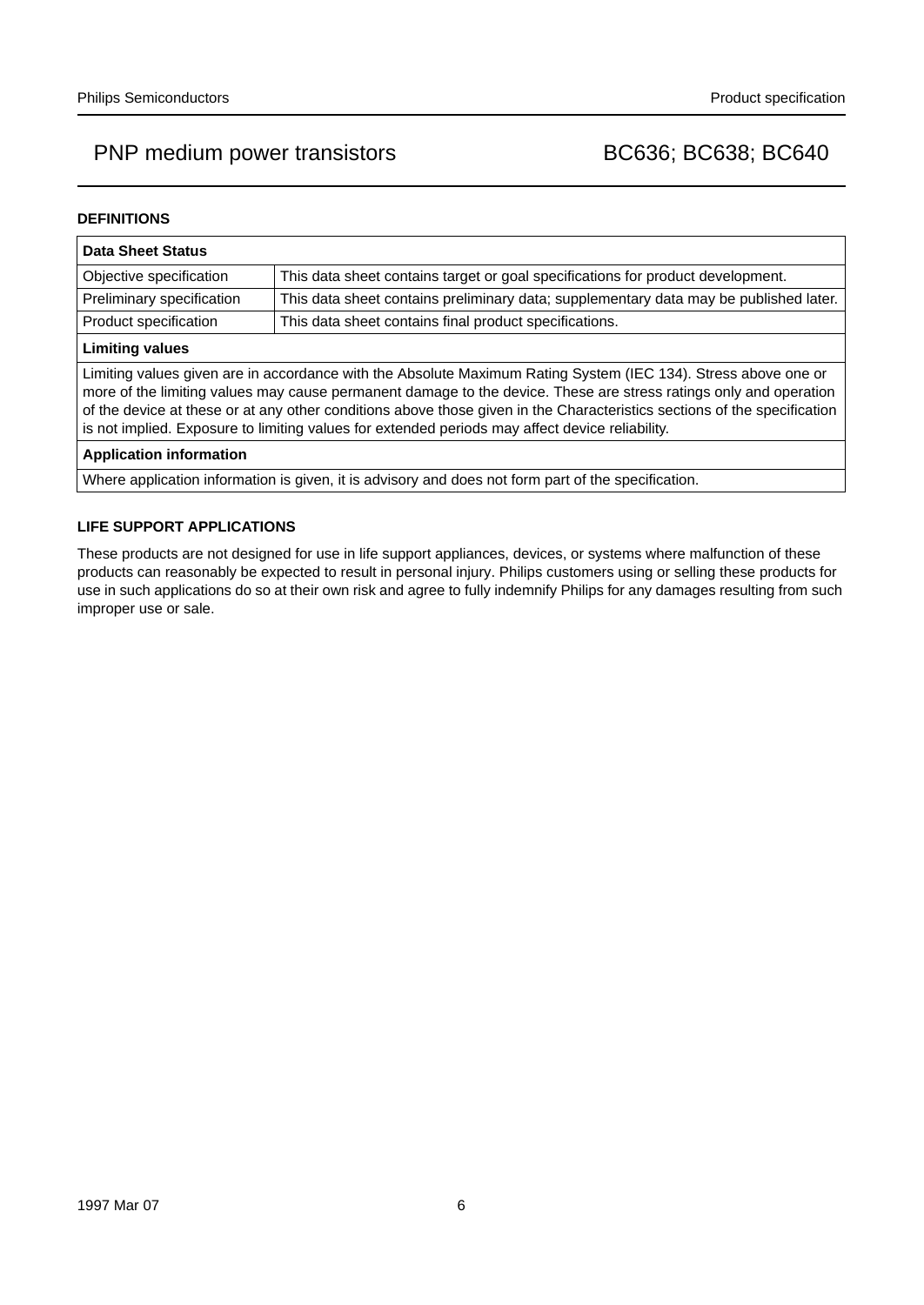## DEFINITIONS

| Data Sheet Status | |
|---|---|
| Objective specification | This data sheet contains target or goal specifications for product development. |
| Preliminary specification | This data sheet contains preliminary data; supplementary data may be published later. |
| Product specification | This data sheet contains final product specifications. |
| **Limiting values** | |
| Limiting values given are in accordance with the Absolute Maximum Rating System (IEC 134). Stress above one or more of the limiting values may cause permanent damage to the device. These are stress ratings only and operation of the device at these or at any other conditions above those given in the Characteristics sections of the specification is not implied. Exposure to limiting values for extended periods may affect device reliability. | |
| **Application information** | |
| Where application information is given, it is advisory and does not form part of the specification. | |

## LIFE SUPPORT APPLICATIONS

These products are not designed for use in life support appliances, devices, or systems where malfunction of these products can reasonably be expected to result in personal injury. Philips customers using or selling these products for use in such applications do so at their own risk and agree to fully indemnify Philips for any damages resulting from such improper use or sale.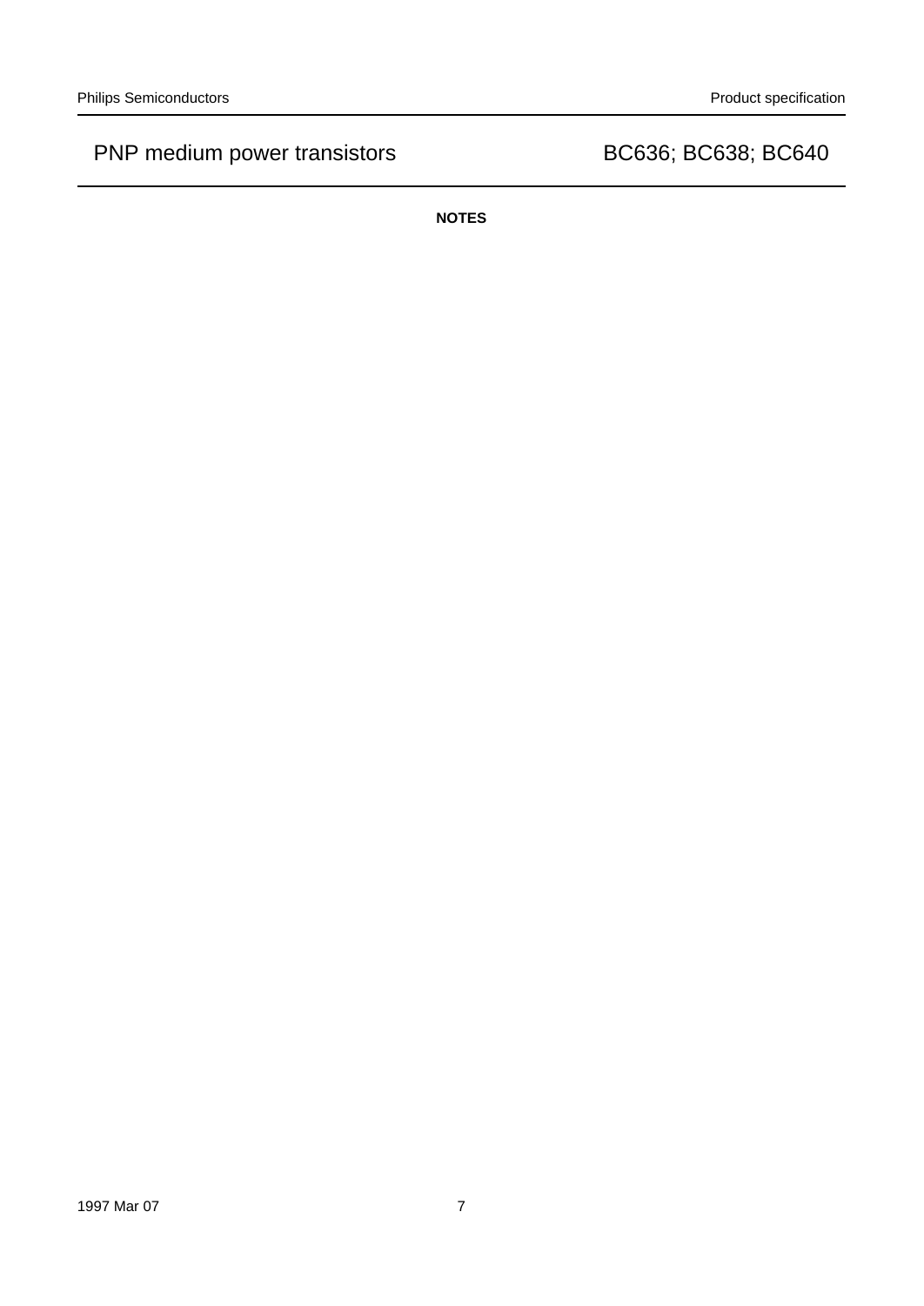**NOTES**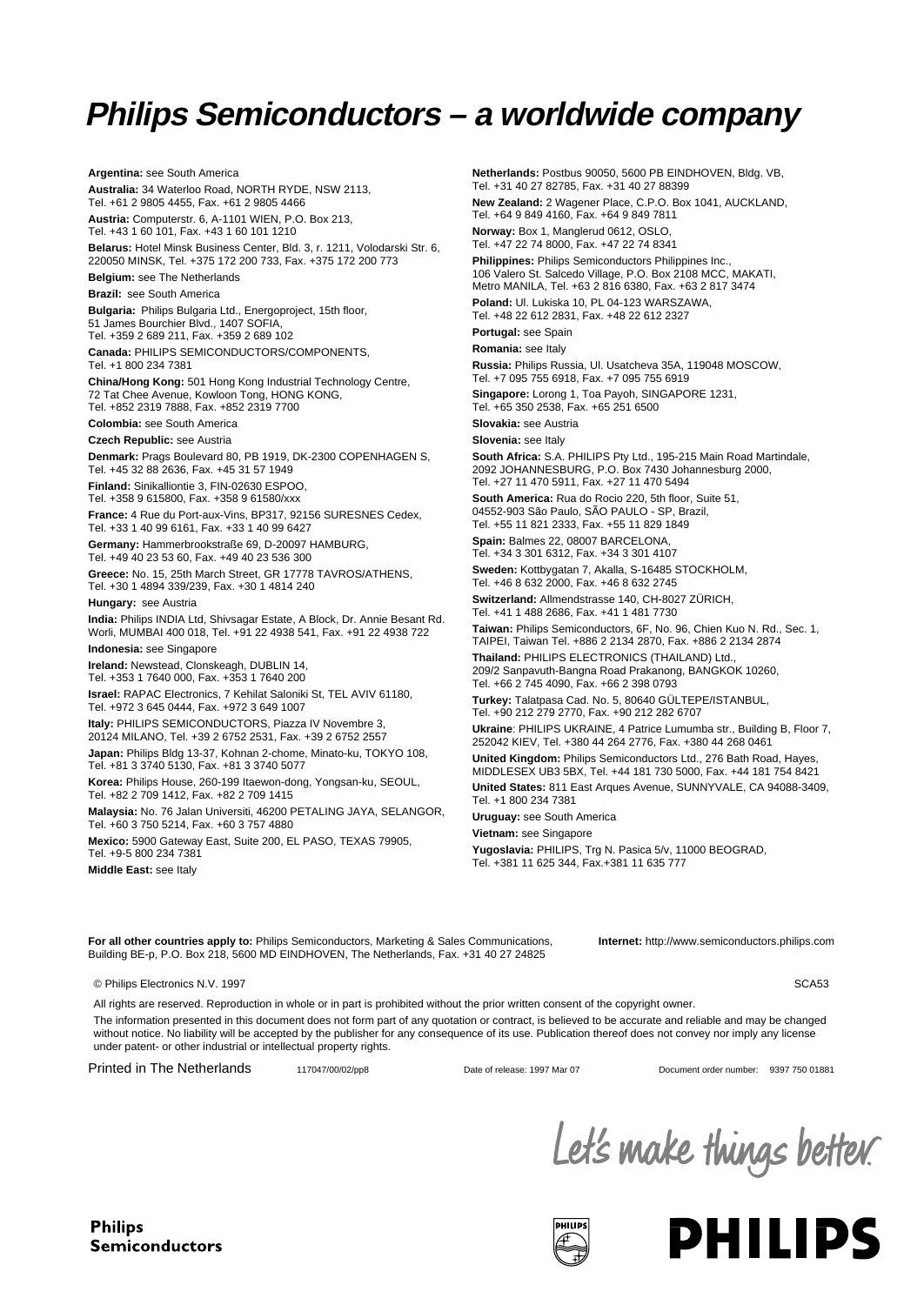# Philips Semiconductors – a worldwide company

**Argentina:** see South America

**Australia:** 34 Waterloo Road, NORTH RYDE, NSW 2113, Tel. +61 2 9805 4455, Fax. +61 2 9805 4466

**Austria:** Computerstr. 6, A-1101 WIEN, P.O. Box 213, Tel. +43 1 60 101, Fax. +43 1 60 101 1210

**Belarus:** Hotel Minsk Business Center, Bld. 3, r. 1211, Volodarski Str. 6, 220050 MINSK, Tel. +375 172 200 733, Fax. +375 172 200 773

**Belgium:** see The Netherlands

**Brazil:** see South America

**Bulgaria:** Philips Bulgaria Ltd., Energoproject, 15th floor, 51 James Bourchier Blvd., 1407 SOFIA, Tel. +359 2 689 211, Fax. +359 2 689 102

**Canada:** PHILIPS SEMICONDUCTORS/COMPONENTS, Tel. +1 800 234 7381

**China/Hong Kong:** 501 Hong Kong Industrial Technology Centre, 72 Tat Chee Avenue, Kowloon Tong, HONG KONG, Tel. +852 2319 7888, Fax. +852 2319 7700

**Colombia:** see South America

**Czech Republic:** see Austria

**Denmark:** Prags Boulevard 80, PB 1919, DK-2300 COPENHAGEN S, Tel. +45 32 88 2636, Fax. +45 31 57 1949

**Finland:** Sinikalliontie 3, FIN-02630 ESPOO, Tel. +358 9 615800, Fax. +358 9 61580/xxx

**France:** 4 Rue du Port-aux-Vins, BP317, 92156 SURESNES Cedex, Tel. +33 1 40 99 6161, Fax. +33 1 40 99 6427

**Germany:** Hammerbrookstraße 69, D-20097 HAMBURG, Tel. +49 40 23 53 60, Fax. +49 40 23 536 300

**Greece:** No. 15, 25th March Street, GR 17778 TAVROS/ATHENS, Tel. +30 1 4894 339/239, Fax. +30 1 4814 240

**Hungary:** see Austria

**India:** Philips INDIA Ltd, Shivsagar Estate, A Block, Dr. Annie Besant Rd. Worli, MUMBAI 400 018, Tel. +91 22 4938 541, Fax. +91 22 4938 722

**Indonesia:** see Singapore

**Ireland:** Newstead, Clonskeagh, DUBLIN 14, Tel. +353 1 7640 000, Fax. +353 1 7640 200

**Israel:** RAPAC Electronics, 7 Kehilat Saloniki St, TEL AVIV 61180, Tel. +972 3 645 0444, Fax. +972 3 649 1007

**Italy:** PHILIPS SEMICONDUCTORS, Piazza IV Novembre 3, 20124 MILANO, Tel. +39 2 6752 2531, Fax. +39 2 6752 2557

**Japan:** Philips Bldg 13-37, Kohnan 2-chome, Minato-ku, TOKYO 108, Tel. +81 3 3740 5130, Fax. +81 3 3740 5077

**Korea:** Philips House, 260-199 Itaewon-dong, Yongsan-ku, SEOUL, Tel. +82 2 709 1412, Fax. +82 2 709 1415

**Malaysia:** No. 76 Jalan Universiti, 46200 PETALING JAYA, SELANGOR, Tel. +60 3 750 5214, Fax. +60 3 757 4880

**Mexico:** 5900 Gateway East, Suite 200, EL PASO, TEXAS 79905, Tel. +9-5 800 234 7381

**Middle East:** see Italy

**Netherlands:** Postbus 90050, 5600 PB EINDHOVEN, Bldg. VB, Tel. +31 40 27 82785, Fax. +31 40 27 88399

**New Zealand:** 2 Wagener Place, C.P.O. Box 1041, AUCKLAND, Tel. +64 9 849 4160, Fax. +64 9 849 7811

**Norway:** Box 1, Manglerud 0612, OSLO, Tel. +47 22 74 8000, Fax. +47 22 74 8341

**Philippines:** Philips Semiconductors Philippines Inc., 106 Valero St. Salcedo Village, P.O. Box 2108 MCC, MAKATI, Metro MANILA, Tel. +63 2 816 6380, Fax. +63 2 817 3474

**Poland:** Ul. Lukiska 10, PL 04-123 WARSZAWA, Tel. +48 22 612 2831, Fax. +48 22 612 2327

**Portugal:** see Spain

**Romania:** see Italy

**Russia:** Philips Russia, Ul. Usatcheva 35A, 119048 MOSCOW, Tel. +7 095 755 6918, Fax. +7 095 755 6919

**Singapore:** Lorong 1, Toa Payoh, SINGAPORE 1231, Tel. +65 350 2538, Fax. +65 251 6500

**Slovakia:** see Austria

**Slovenia:** see Italy

**South Africa:** S.A. PHILIPS Pty Ltd., 195-215 Main Road Martindale, 2092 JOHANNESBURG, P.O. Box 7430 Johannesburg 2000, Tel. +27 11 470 5911, Fax. +27 11 470 5494

**South America:** Rua do Rocio 220, 5th floor, Suite 51, 04552-903 São Paulo, SÃO PAULO - SP, Brazil, Tel. +55 11 821 2333, Fax. +55 11 829 1849

**Spain:** Balmes 22, 08007 BARCELONA, Tel. +34 3 301 6312, Fax. +34 3 301 4107

**Sweden:** Kottbygatan 7, Akalla, S-16485 STOCKHOLM, Tel. +46 8 632 2000, Fax. +46 8 632 2745

**Switzerland:** Allmendstrasse 140, CH-8027 ZÜRICH, Tel. +41 1 488 2686, Fax. +41 1 481 7730

**Taiwan:** Philips Semiconductors, 6F, No. 96, Chien Kuo N. Rd., Sec. 1, TAIPEI, Taiwan Tel. +886 2 2134 2870, Fax. +886 2 2134 2874

**Thailand:** PHILIPS ELECTRONICS (THAILAND) Ltd., 209/2 Sanpavuth-Bangna Road Prakanong, BANGKOK 10260, Tel. +66 2 745 4090, Fax. +66 2 398 0793

**Turkey:** Talatpasa Cad. No. 5, 80640 GÜLTEPE/ISTANBUL, Tel. +90 212 279 2770, Fax. +90 212 282 6707

**Ukraine**: PHILIPS UKRAINE, 4 Patrice Lumumba str., Building B, Floor 7, 252042 KIEV, Tel. +380 44 264 2776, Fax. +380 44 268 0461

**United Kingdom:** Philips Semiconductors Ltd., 276 Bath Road, Hayes, MIDDLESEX UB3 5BX, Tel. +44 181 730 5000, Fax. +44 181 754 8421

**United States:** 811 East Arques Avenue, SUNNYVALE, CA 94088-3409, Tel. +1 800 234 7381

**Uruguay:** see South America

**Vietnam:** see Singapore

**Yugoslavia:** PHILIPS, Trg N. Pasica 5/v, 11000 BEOGRAD, Tel. +381 11 625 344, Fax.+381 11 635 777

**For all other countries apply to:** Philips Semiconductors, Marketing & Sales Communications, Building BE-p, P.O. Box 218, 5600 MD EINDHOVEN, The Netherlands, Fax. +31 40 27 24825

**Internet:** http://www.semiconductors.philips.com

© Philips Electronics N.V. 1997

SCA53

All rights are reserved. Reproduction in whole or in part is prohibited without the prior written consent of the copyright owner.

The information presented in this document does not form part of any quotation or contract, is believed to be accurate and reliable and may be changed without notice. No liability will be accepted by the publisher for any consequence of its use. Publication thereof does not convey nor imply any license under patent- or other industrial or intellectual property rights.

Printed in The Netherlands 117047/00/02/pp8 Date of release: 1997 Mar 07 Document order number: 9397 750 01881

Let's make things better.

**Philips Semiconductors**

**PHILIPS**